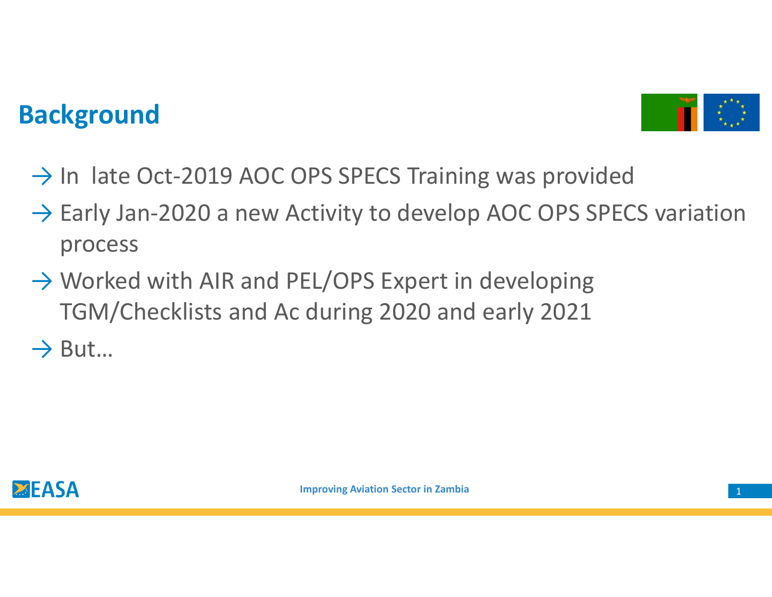# Background

- → In  late Oct-2019 AOC OPS SPECS Training was provided
- → Early Jan-2020 a new Activity to develop AOC OPS SPECS variation process
- → Worked with AIR and PEL/OPS Expert in developing TGM/Checklists and Ac during 2020 and early 2021
- → But…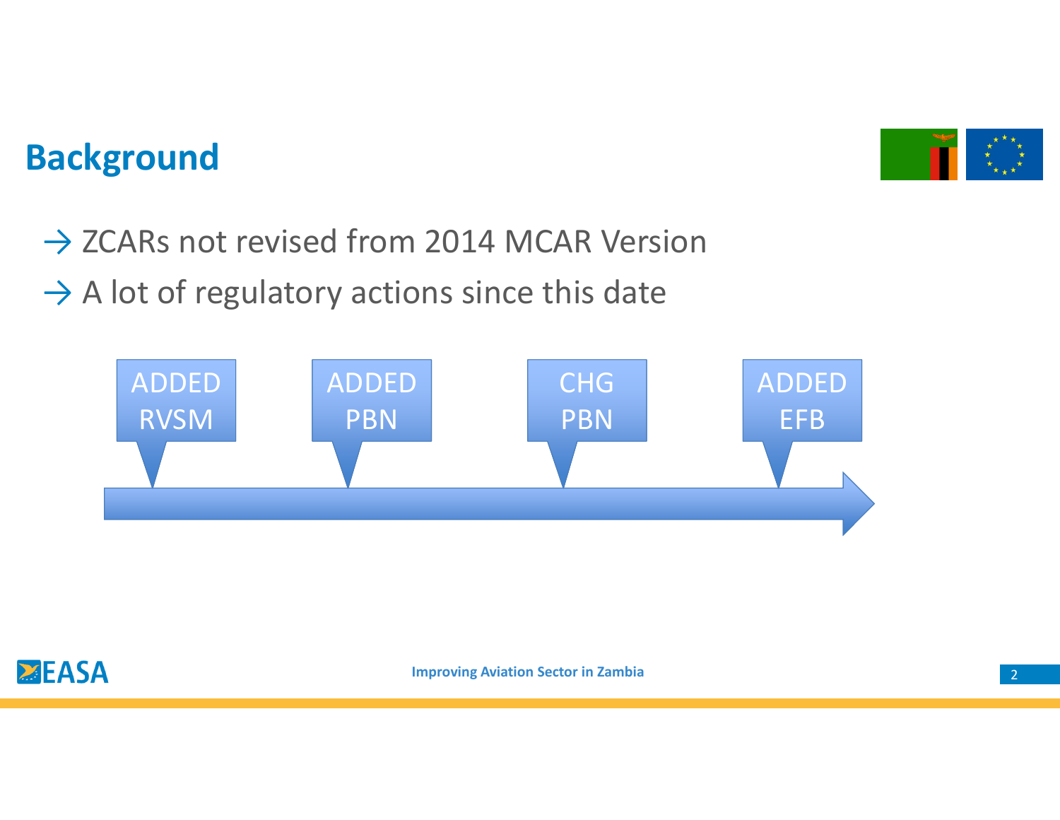## Background

- → ZCARs not revised from 2014 MCAR Version
- → A lot of regulatory actions since this date

ADDED RVSM

ADDED PBN

CHG PBN

ADDED EFB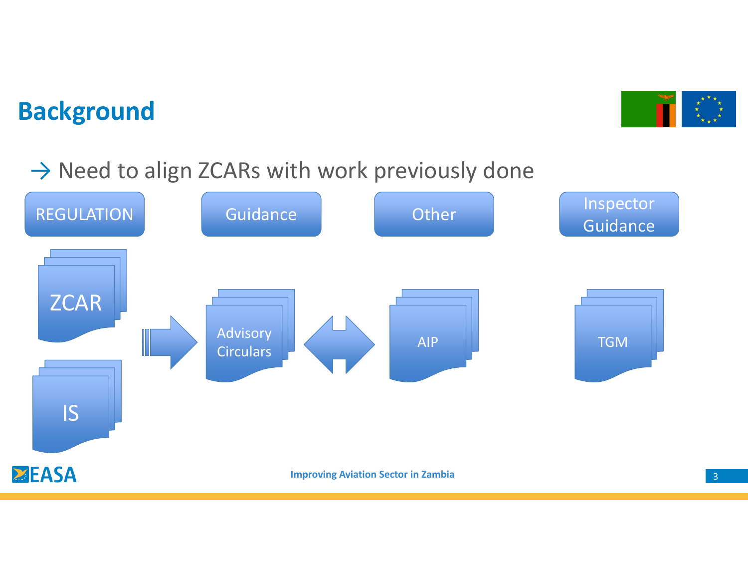# Background

→ Need to align ZCARs with work previously done

| REGULATION | Guidance | Other | Inspector Guidance |
| --- | --- | --- | --- |
| ZCAR | Advisory Circulars | AIP | TGM |
| IS | | | |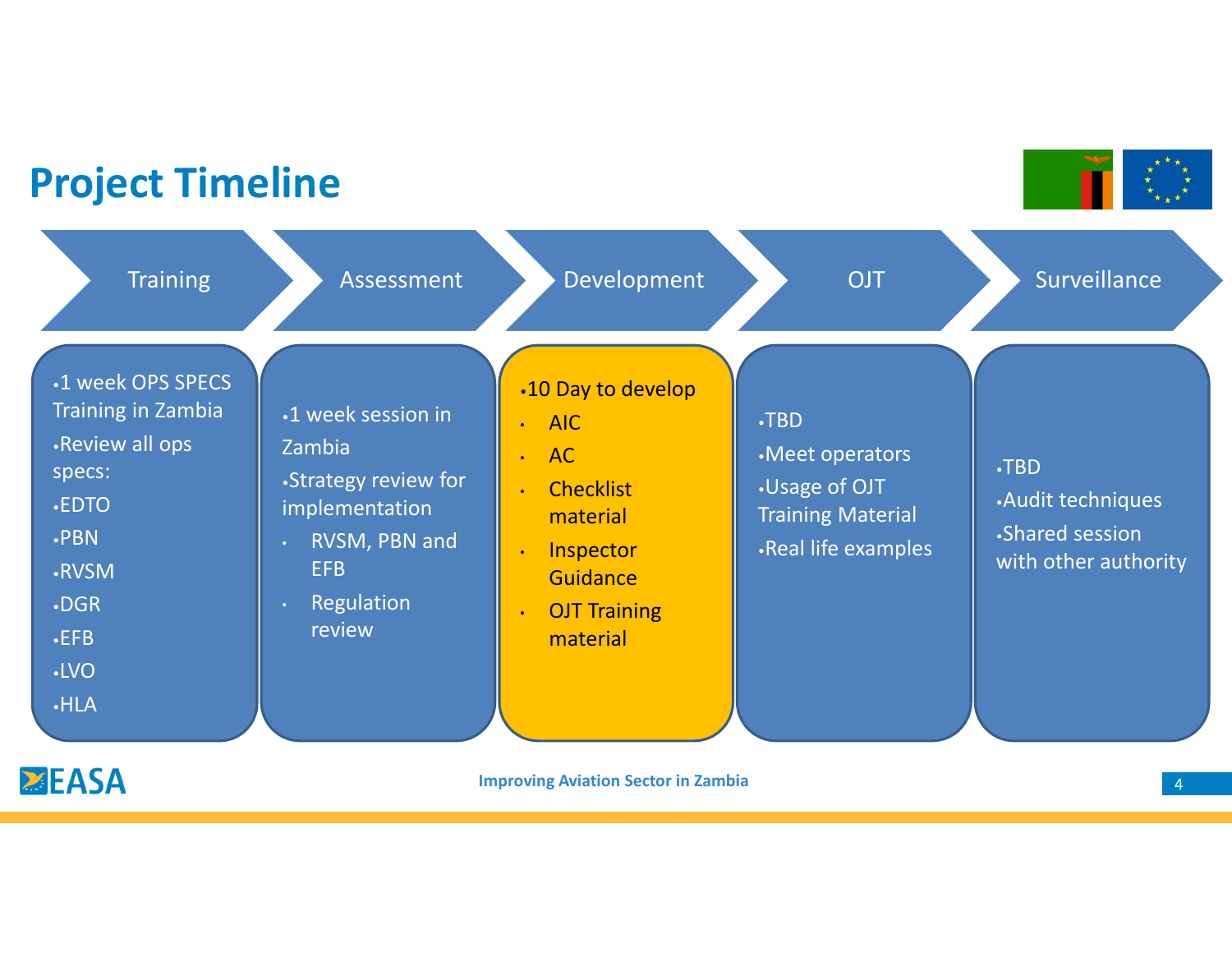# Project Timeline

## Training

- 1 week OPS SPECS Training in Zambia
- Review all ops specs:
- EDTO
- PBN
- RVSM
- DGR
- EFB
- LVO
- HLA

## Assessment

- 1 week session in Zambia
- Strategy review for implementation
  - RVSM, PBN and EFB
  - Regulation review

## Development

- 10 Day to develop
  - AIC
  - AC
  - Checklist material
  - Inspector Guidance
  - OJT Training material

## OJT

- TBD
- Meet operators
- Usage of OJT Training Material
- Real life examples

## Surveillance

- TBD
- Audit techniques
- Shared session with other authority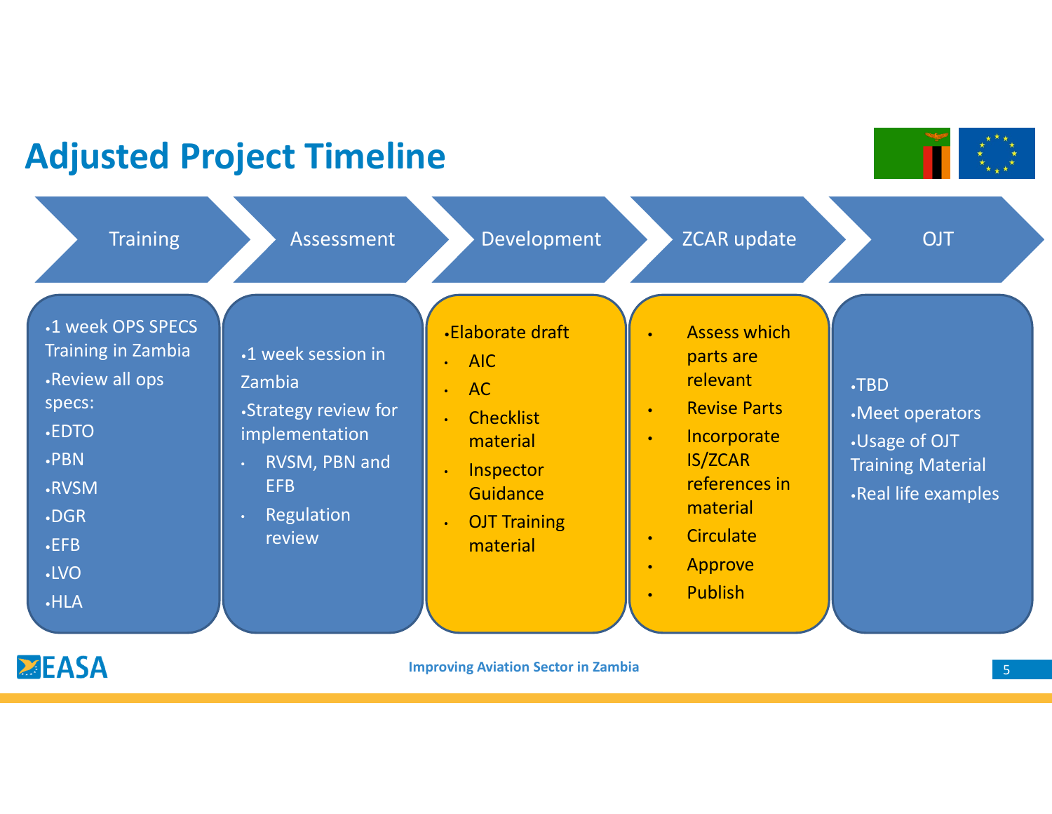# Adjusted Project Timeline

## Training

- 1 week OPS SPECS Training in Zambia
- Review all ops specs:
- EDTO
- PBN
- RVSM
- DGR
- EFB
- LVO
- HLA

## Assessment

- 1 week session in Zambia
- Strategy review for implementation
  - RVSM, PBN and EFB
  - Regulation review

## Development

- Elaborate draft
  - AIC
  - AC
  - Checklist material
  - Inspector Guidance
  - OJT Training material

## ZCAR update

- Assess which parts are relevant
- Revise Parts
- Incorporate IS/ZCAR references in material
- Circulate
- Approve
- Publish

## OJT

- TBD
- Meet operators
- Usage of OJT Training Material
- Real life examples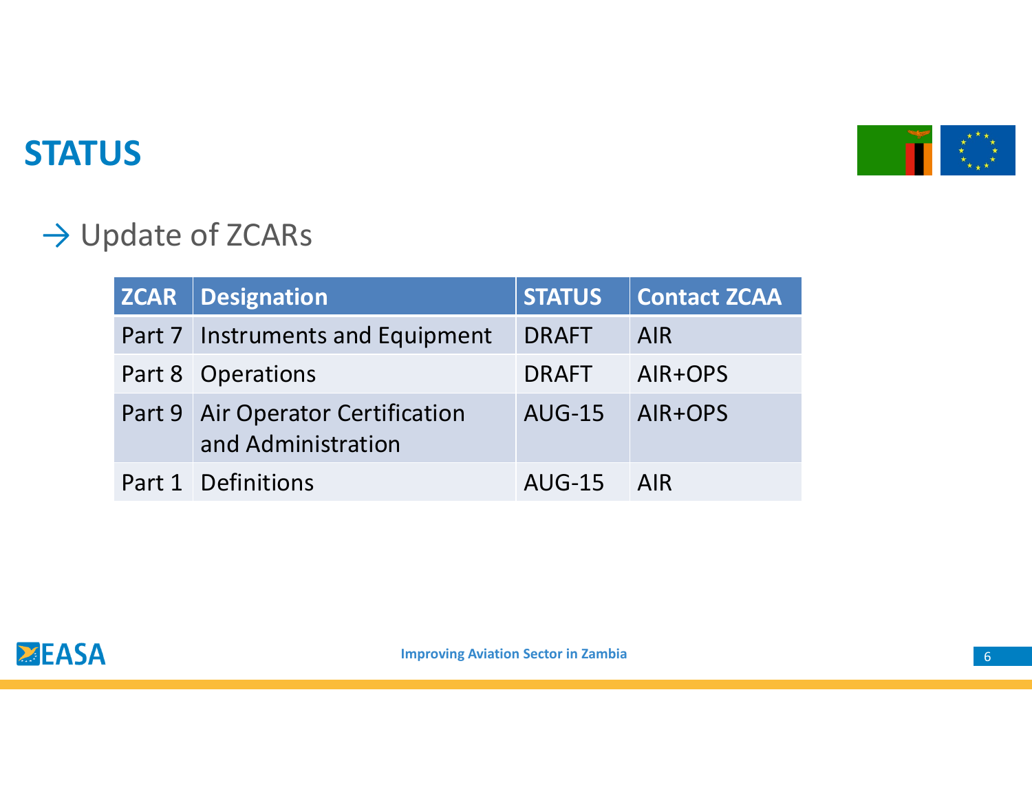# STATUS

→ Update of ZCARs

| ZCAR | Designation | STATUS | Contact ZCAA |
| --- | --- | --- | --- |
| Part 7 | Instruments and Equipment | DRAFT | AIR |
| Part 8 | Operations | DRAFT | AIR+OPS |
| Part 9 | Air Operator Certification and Administration | AUG-15 | AIR+OPS |
| Part 1 | Definitions | AUG-15 | AIR |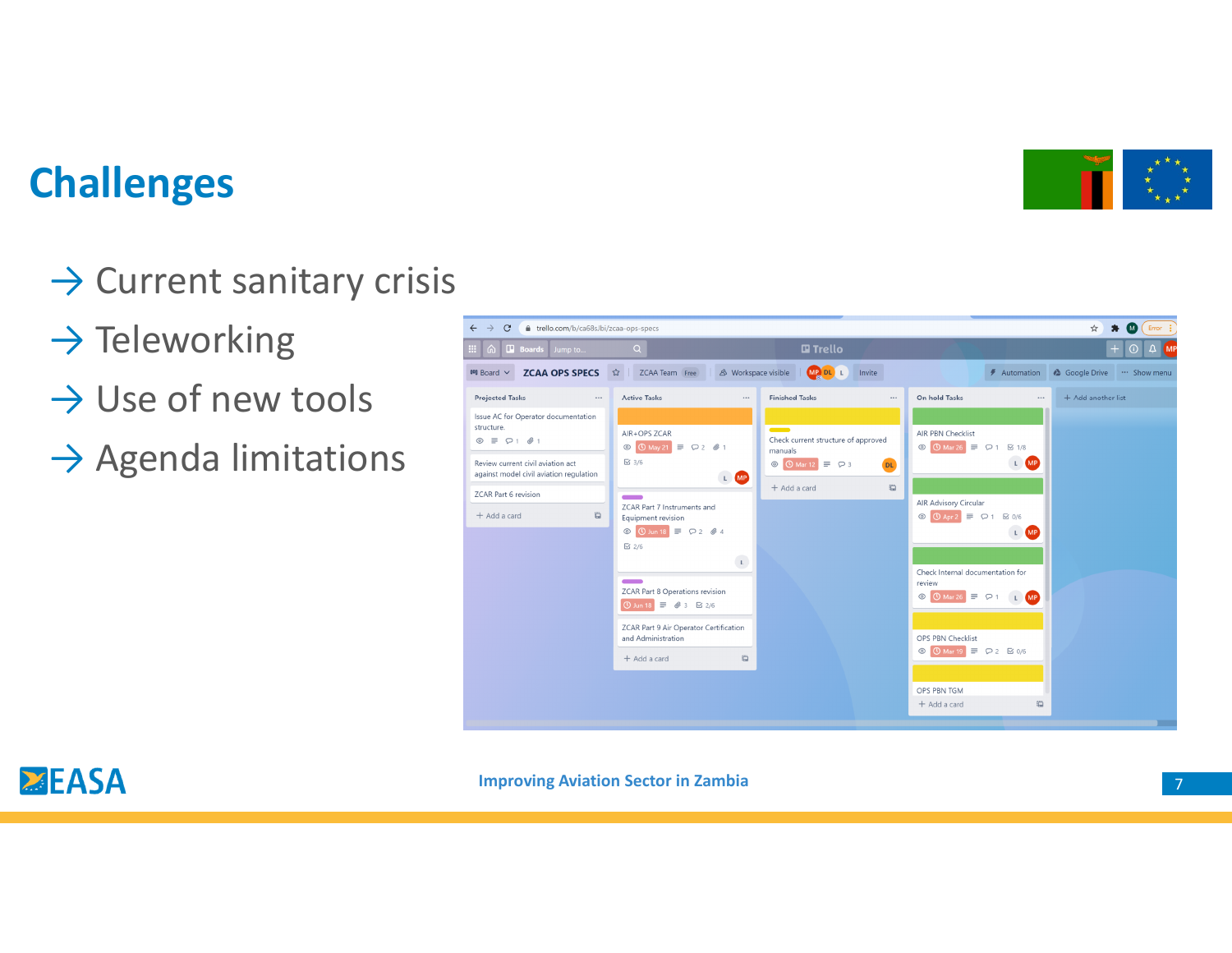# Challenges

→ Current sanitary crisis

→ Teleworking

→ Use of new tools

→ Agenda limitations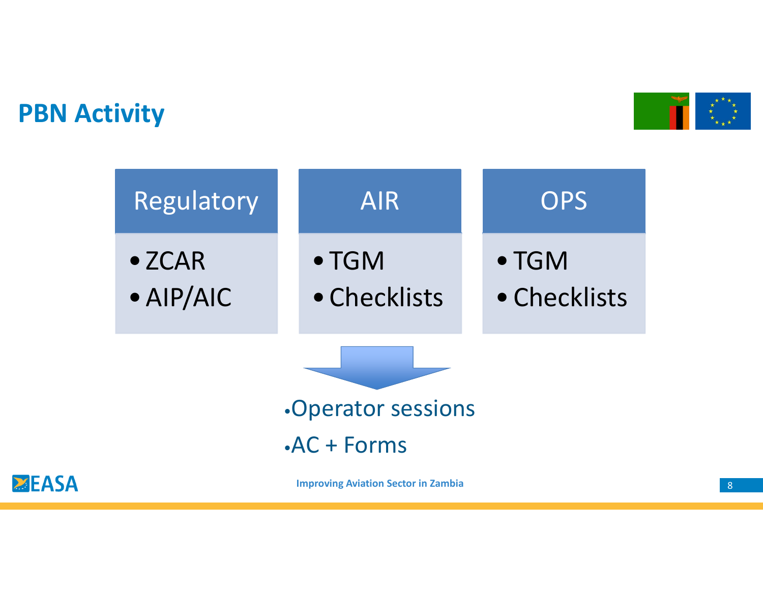# PBN Activity

| Regulatory | AIR | OPS |
| --- | --- | --- |
| • ZCAR<br>• AIP/AIC | • TGM<br>• Checklists | • TGM<br>• Checklists |

- Operator sessions
- AC + Forms

Improving Aviation Sector in Zambia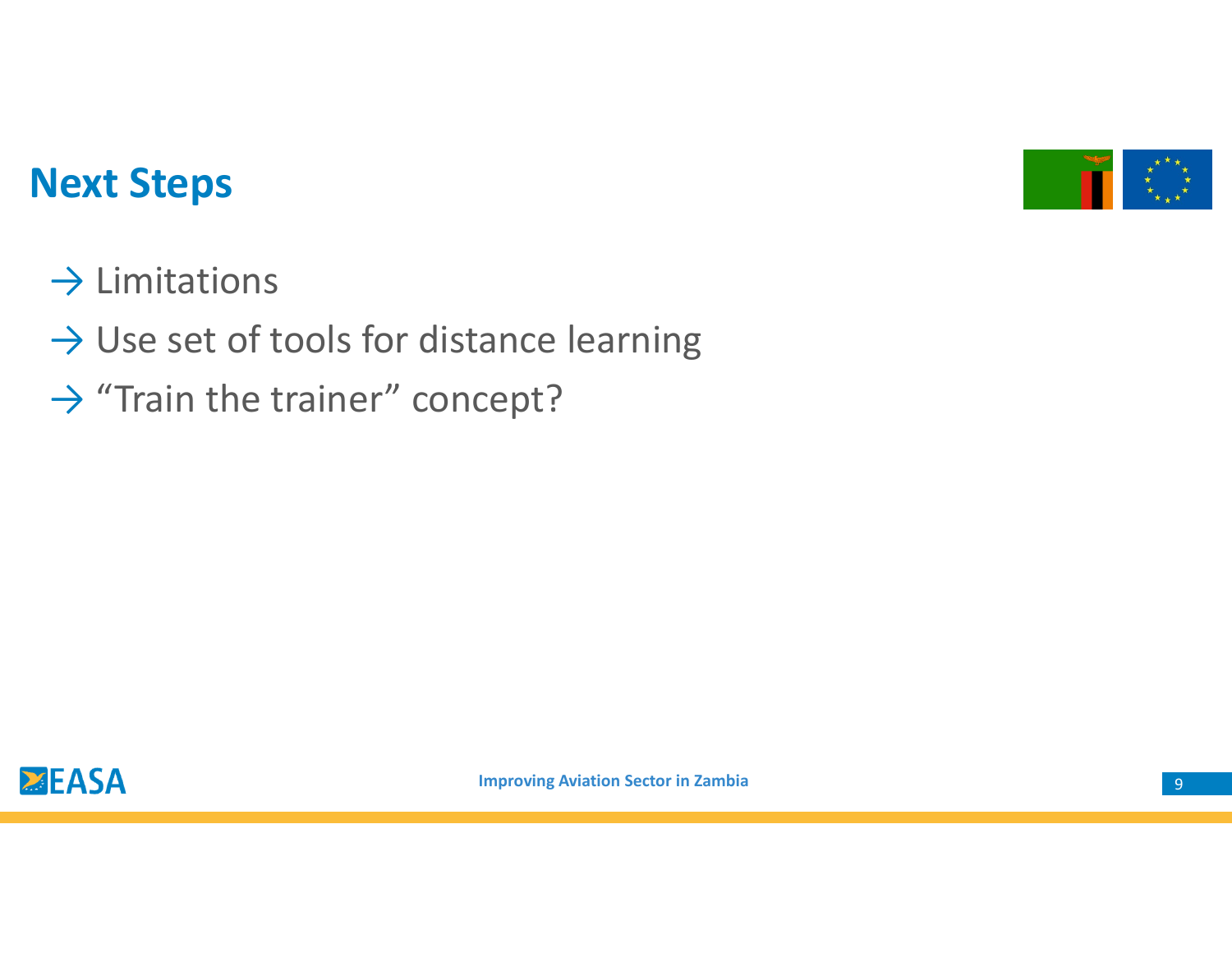# Next Steps

- → Limitations
- → Use set of tools for distance learning
- → "Train the trainer" concept?